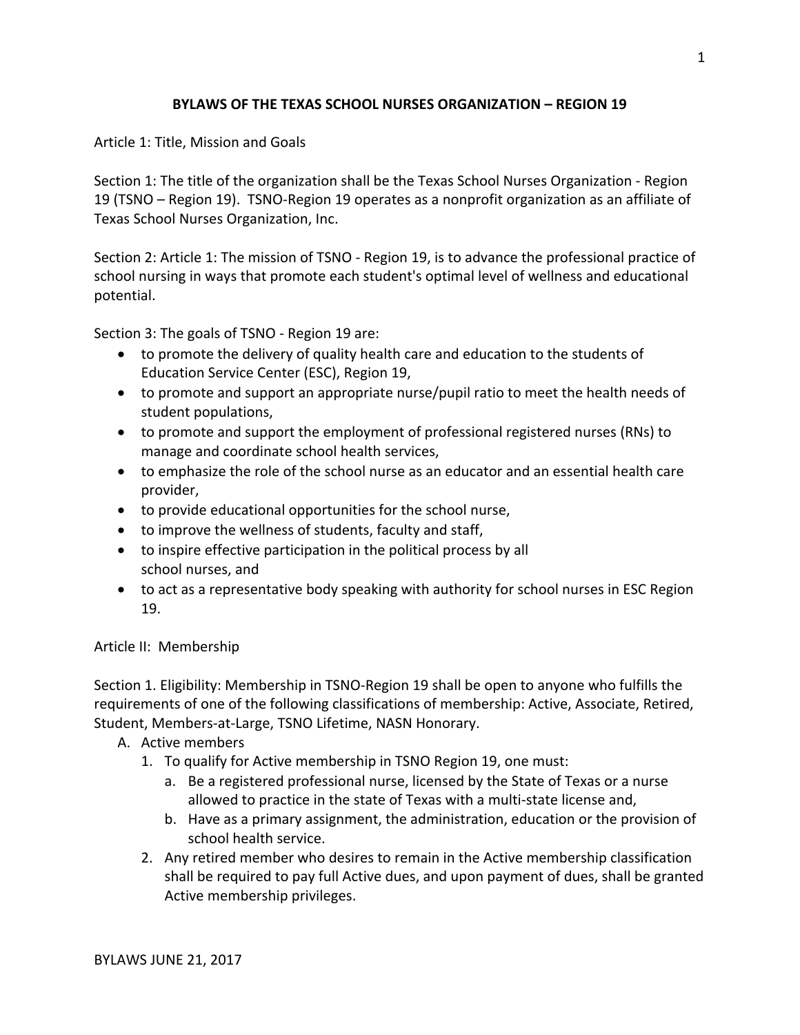# BYLAWS OF THE TEXAS SCHOOL NURSES ORGANIZATION – REGION 19

## Article 1: Title, Mission and Goals

Section 1: The title of the organization shall be the Texas School Nurses Organization - Region 19 (TSNO – Region 19). TSNO-Region 19 operates as a nonprofit organization as an affiliate of Texas School Nurses Organization, Inc.

Section 2: Article 1: The mission of TSNO - Region 19, is to advance the professional practice of school nursing in ways that promote each student's optimal level of wellness and educational potential.

Section 3: The goals of TSNO - Region 19 are:

- to promote the delivery of quality health care and education to the students of Education Service Center (ESC), Region 19,
- to promote and support an appropriate nurse/pupil ratio to meet the health needs of student populations,
- to promote and support the employment of professional registered nurses (RNs) to manage and coordinate school health services,
- to emphasize the role of the school nurse as an educator and an essential health care provider,
- to provide educational opportunities for the school nurse,
- to improve the wellness of students, faculty and staff,
- to inspire effective participation in the political process by all school nurses, and
- to act as a representative body speaking with authority for school nurses in ESC Region 19.

## Article II: Membership

Section 1. Eligibility: Membership in TSNO-Region 19 shall be open to anyone who fulfills the requirements of one of the following classifications of membership: Active, Associate, Retired, Student, Members-at-Large, TSNO Lifetime, NASN Honorary.

A. Active members
   1. To qualify for Active membership in TSNO Region 19, one must:
      a. Be a registered professional nurse, licensed by the State of Texas or a nurse allowed to practice in the state of Texas with a multi-state license and,
      b. Have as a primary assignment, the administration, education or the provision of school health service.
   2. Any retired member who desires to remain in the Active membership classification shall be required to pay full Active dues, and upon payment of dues, shall be granted Active membership privileges.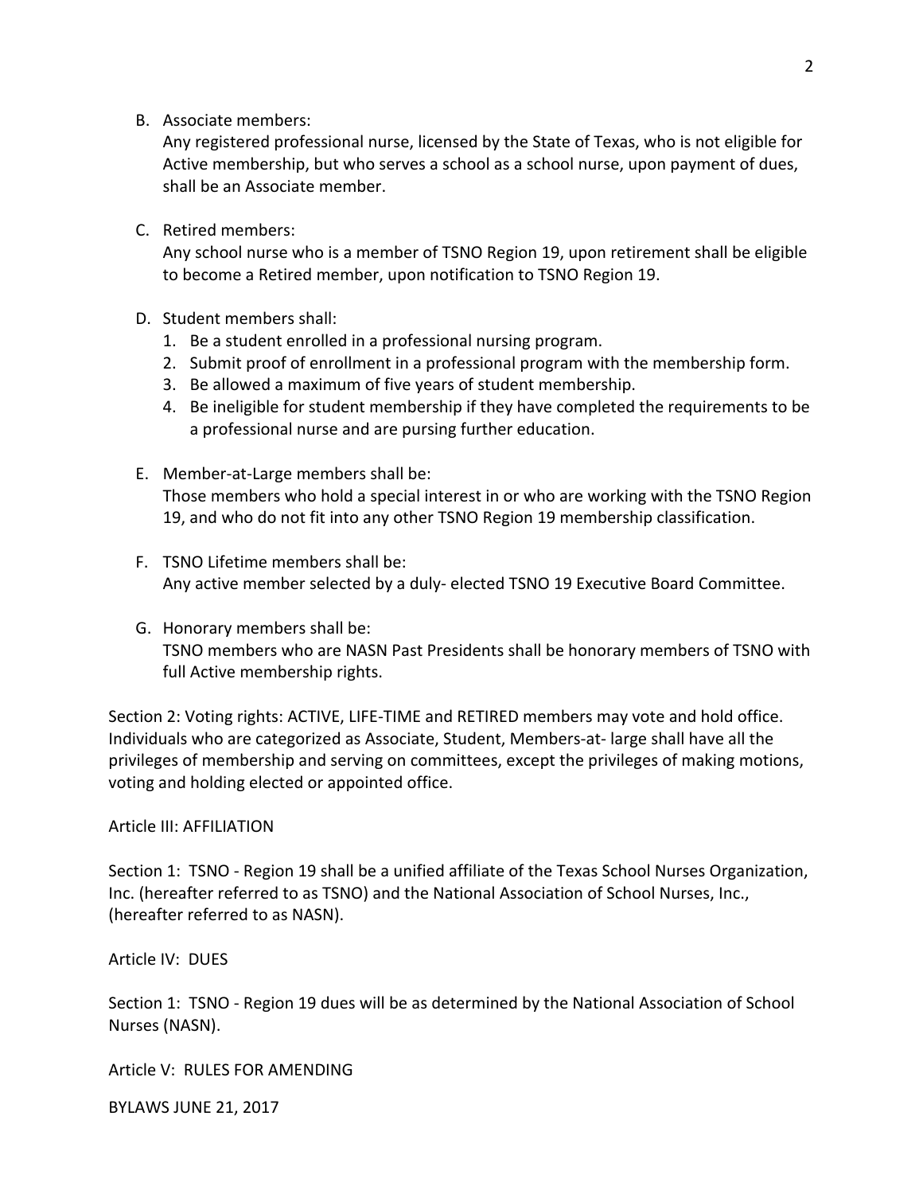B. Associate members:
   Any registered professional nurse, licensed by the State of Texas, who is not eligible for Active membership, but who serves a school as a school nurse, upon payment of dues, shall be an Associate member.

C. Retired members:
   Any school nurse who is a member of TSNO Region 19, upon retirement shall be eligible to become a Retired member, upon notification to TSNO Region 19.

D. Student members shall:
   1. Be a student enrolled in a professional nursing program.
   2. Submit proof of enrollment in a professional program with the membership form.
   3. Be allowed a maximum of five years of student membership.
   4. Be ineligible for student membership if they have completed the requirements to be a professional nurse and are pursing further education.

E. Member-at-Large members shall be:
   Those members who hold a special interest in or who are working with the TSNO Region 19, and who do not fit into any other TSNO Region 19 membership classification.

F. TSNO Lifetime members shall be:
   Any active member selected by a duly- elected TSNO 19 Executive Board Committee.

G. Honorary members shall be:
   TSNO members who are NASN Past Presidents shall be honorary members of TSNO with full Active membership rights.

Section 2: Voting rights: ACTIVE, LIFE-TIME and RETIRED members may vote and hold office. Individuals who are categorized as Associate, Student, Members-at- large shall have all the privileges of membership and serving on committees, except the privileges of making motions, voting and holding elected or appointed office.

Article III: AFFILIATION

Section 1: TSNO - Region 19 shall be a unified affiliate of the Texas School Nurses Organization, Inc. (hereafter referred to as TSNO) and the National Association of School Nurses, Inc., (hereafter referred to as NASN).

Article IV: DUES

Section 1: TSNO - Region 19 dues will be as determined by the National Association of School Nurses (NASN).

Article V: RULES FOR AMENDING

BYLAWS JUNE 21, 2017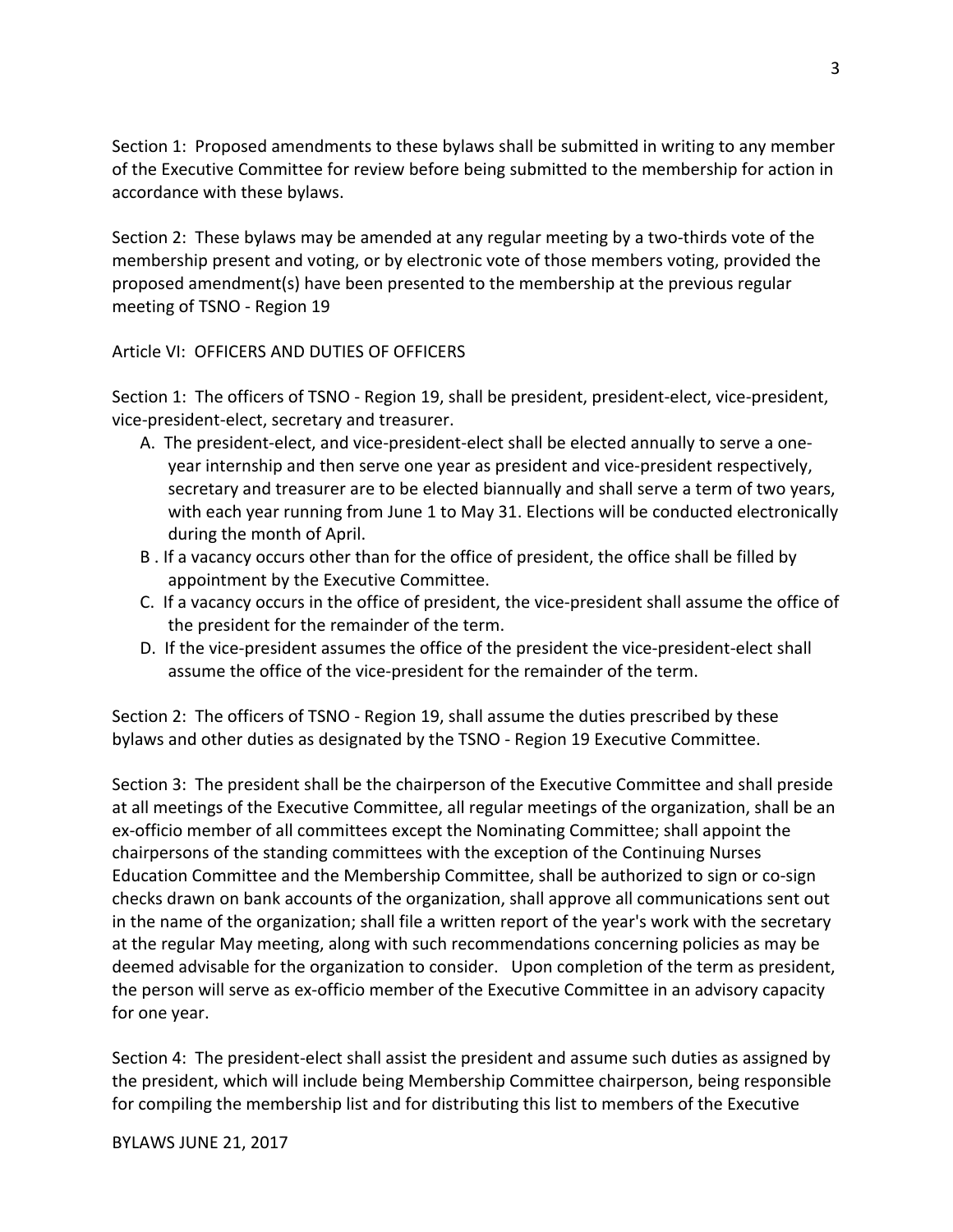Section 1: Proposed amendments to these bylaws shall be submitted in writing to any member of the Executive Committee for review before being submitted to the membership for action in accordance with these bylaws.

Section 2: These bylaws may be amended at any regular meeting by a two-thirds vote of the membership present and voting, or by electronic vote of those members voting, provided the proposed amendment(s) have been presented to the membership at the previous regular meeting of TSNO - Region 19

## Article VI: OFFICERS AND DUTIES OF OFFICERS

Section 1: The officers of TSNO - Region 19, shall be president, president-elect, vice-president, vice-president-elect, secretary and treasurer.

A. The president-elect, and vice-president-elect shall be elected annually to serve a one-year internship and then serve one year as president and vice-president respectively, secretary and treasurer are to be elected biannually and shall serve a term of two years, with each year running from June 1 to May 31. Elections will be conducted electronically during the month of April.

B . If a vacancy occurs other than for the office of president, the office shall be filled by appointment by the Executive Committee.

C. If a vacancy occurs in the office of president, the vice-president shall assume the office of the president for the remainder of the term.

D. If the vice-president assumes the office of the president the vice-president-elect shall assume the office of the vice-president for the remainder of the term.

Section 2: The officers of TSNO - Region 19, shall assume the duties prescribed by these bylaws and other duties as designated by the TSNO - Region 19 Executive Committee.

Section 3: The president shall be the chairperson of the Executive Committee and shall preside at all meetings of the Executive Committee, all regular meetings of the organization, shall be an ex-officio member of all committees except the Nominating Committee; shall appoint the chairpersons of the standing committees with the exception of the Continuing Nurses Education Committee and the Membership Committee, shall be authorized to sign or co-sign checks drawn on bank accounts of the organization, shall approve all communications sent out in the name of the organization; shall file a written report of the year's work with the secretary at the regular May meeting, along with such recommendations concerning policies as may be deemed advisable for the organization to consider. Upon completion of the term as president, the person will serve as ex-officio member of the Executive Committee in an advisory capacity for one year.

Section 4: The president-elect shall assist the president and assume such duties as assigned by the president, which will include being Membership Committee chairperson, being responsible for compiling the membership list and for distributing this list to members of the Executive

BYLAWS JUNE 21, 2017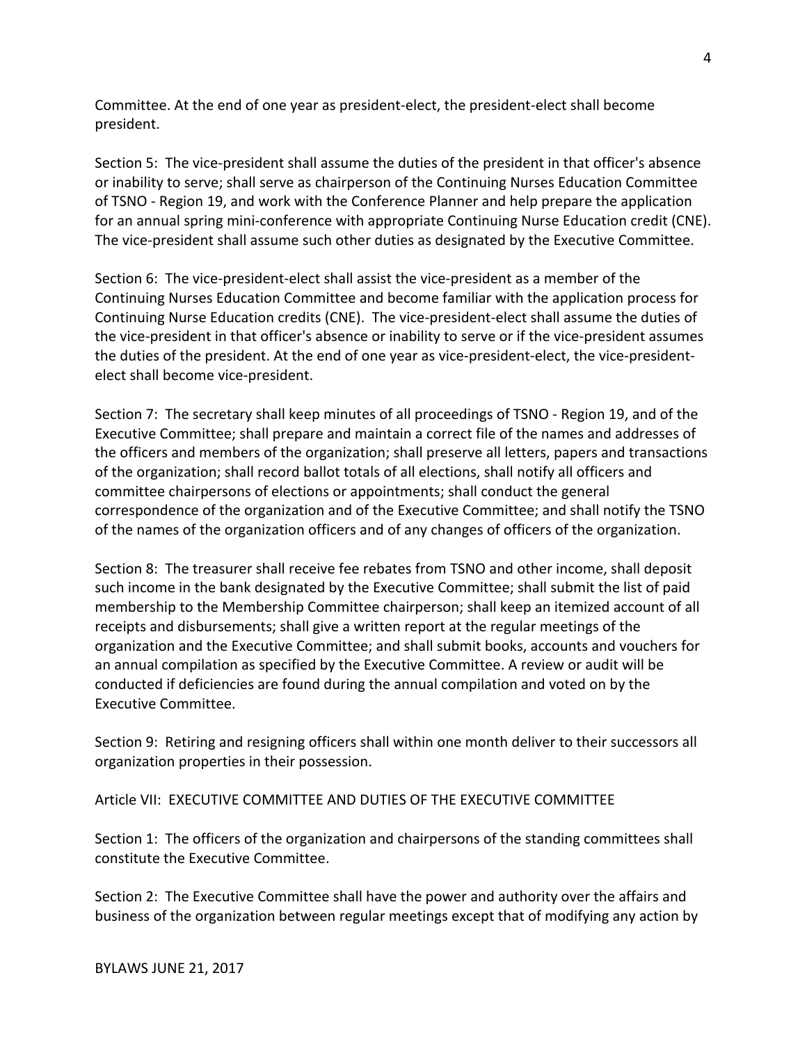Committee. At the end of one year as president-elect, the president-elect shall become president.

Section 5: The vice-president shall assume the duties of the president in that officer's absence or inability to serve; shall serve as chairperson of the Continuing Nurses Education Committee of TSNO - Region 19, and work with the Conference Planner and help prepare the application for an annual spring mini-conference with appropriate Continuing Nurse Education credit (CNE). The vice-president shall assume such other duties as designated by the Executive Committee.

Section 6: The vice-president-elect shall assist the vice-president as a member of the Continuing Nurses Education Committee and become familiar with the application process for Continuing Nurse Education credits (CNE). The vice-president-elect shall assume the duties of the vice-president in that officer's absence or inability to serve or if the vice-president assumes the duties of the president. At the end of one year as vice-president-elect, the vice-president-elect shall become vice-president.

Section 7: The secretary shall keep minutes of all proceedings of TSNO - Region 19, and of the Executive Committee; shall prepare and maintain a correct file of the names and addresses of the officers and members of the organization; shall preserve all letters, papers and transactions of the organization; shall record ballot totals of all elections, shall notify all officers and committee chairpersons of elections or appointments; shall conduct the general correspondence of the organization and of the Executive Committee; and shall notify the TSNO of the names of the organization officers and of any changes of officers of the organization.

Section 8: The treasurer shall receive fee rebates from TSNO and other income, shall deposit such income in the bank designated by the Executive Committee; shall submit the list of paid membership to the Membership Committee chairperson; shall keep an itemized account of all receipts and disbursements; shall give a written report at the regular meetings of the organization and the Executive Committee; and shall submit books, accounts and vouchers for an annual compilation as specified by the Executive Committee. A review or audit will be conducted if deficiencies are found during the annual compilation and voted on by the Executive Committee.

Section 9: Retiring and resigning officers shall within one month deliver to their successors all organization properties in their possession.

## Article VII: EXECUTIVE COMMITTEE AND DUTIES OF THE EXECUTIVE COMMITTEE

Section 1: The officers of the organization and chairpersons of the standing committees shall constitute the Executive Committee.

Section 2: The Executive Committee shall have the power and authority over the affairs and business of the organization between regular meetings except that of modifying any action by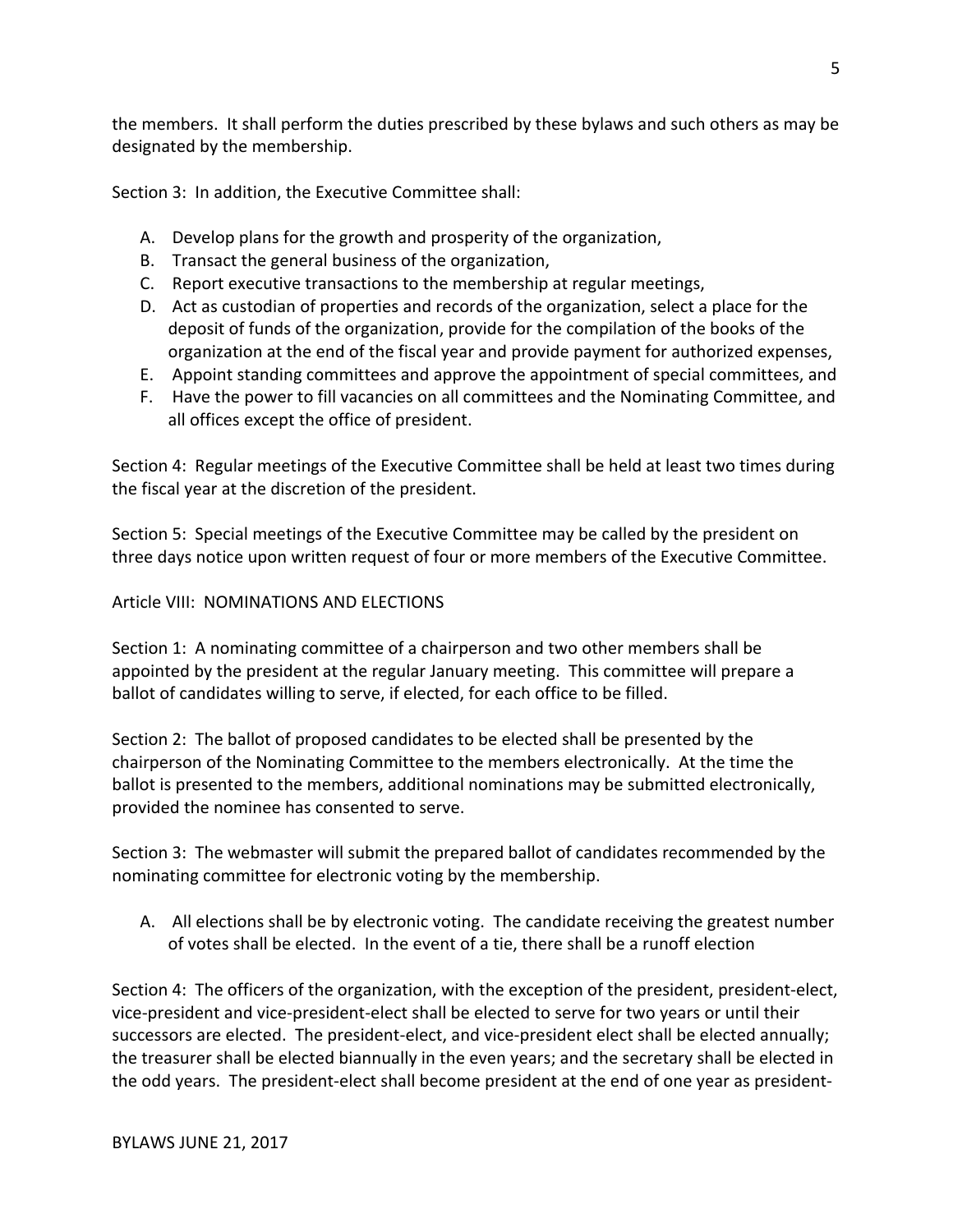the members. It shall perform the duties prescribed by these bylaws and such others as may be designated by the membership.

Section 3: In addition, the Executive Committee shall:

A. Develop plans for the growth and prosperity of the organization,
B. Transact the general business of the organization,
C. Report executive transactions to the membership at regular meetings,
D. Act as custodian of properties and records of the organization, select a place for the deposit of funds of the organization, provide for the compilation of the books of the organization at the end of the fiscal year and provide payment for authorized expenses,
E. Appoint standing committees and approve the appointment of special committees, and
F. Have the power to fill vacancies on all committees and the Nominating Committee, and all offices except the office of president.

Section 4: Regular meetings of the Executive Committee shall be held at least two times during the fiscal year at the discretion of the president.

Section 5: Special meetings of the Executive Committee may be called by the president on three days notice upon written request of four or more members of the Executive Committee.

## Article VIII: NOMINATIONS AND ELECTIONS

Section 1: A nominating committee of a chairperson and two other members shall be appointed by the president at the regular January meeting. This committee will prepare a ballot of candidates willing to serve, if elected, for each office to be filled.

Section 2: The ballot of proposed candidates to be elected shall be presented by the chairperson of the Nominating Committee to the members electronically. At the time the ballot is presented to the members, additional nominations may be submitted electronically, provided the nominee has consented to serve.

Section 3: The webmaster will submit the prepared ballot of candidates recommended by the nominating committee for electronic voting by the membership.

A. All elections shall be by electronic voting. The candidate receiving the greatest number of votes shall be elected. In the event of a tie, there shall be a runoff election

Section 4: The officers of the organization, with the exception of the president, president-elect, vice-president and vice-president-elect shall be elected to serve for two years or until their successors are elected. The president-elect, and vice-president elect shall be elected annually; the treasurer shall be elected biannually in the even years; and the secretary shall be elected in the odd years. The president-elect shall become president at the end of one year as president-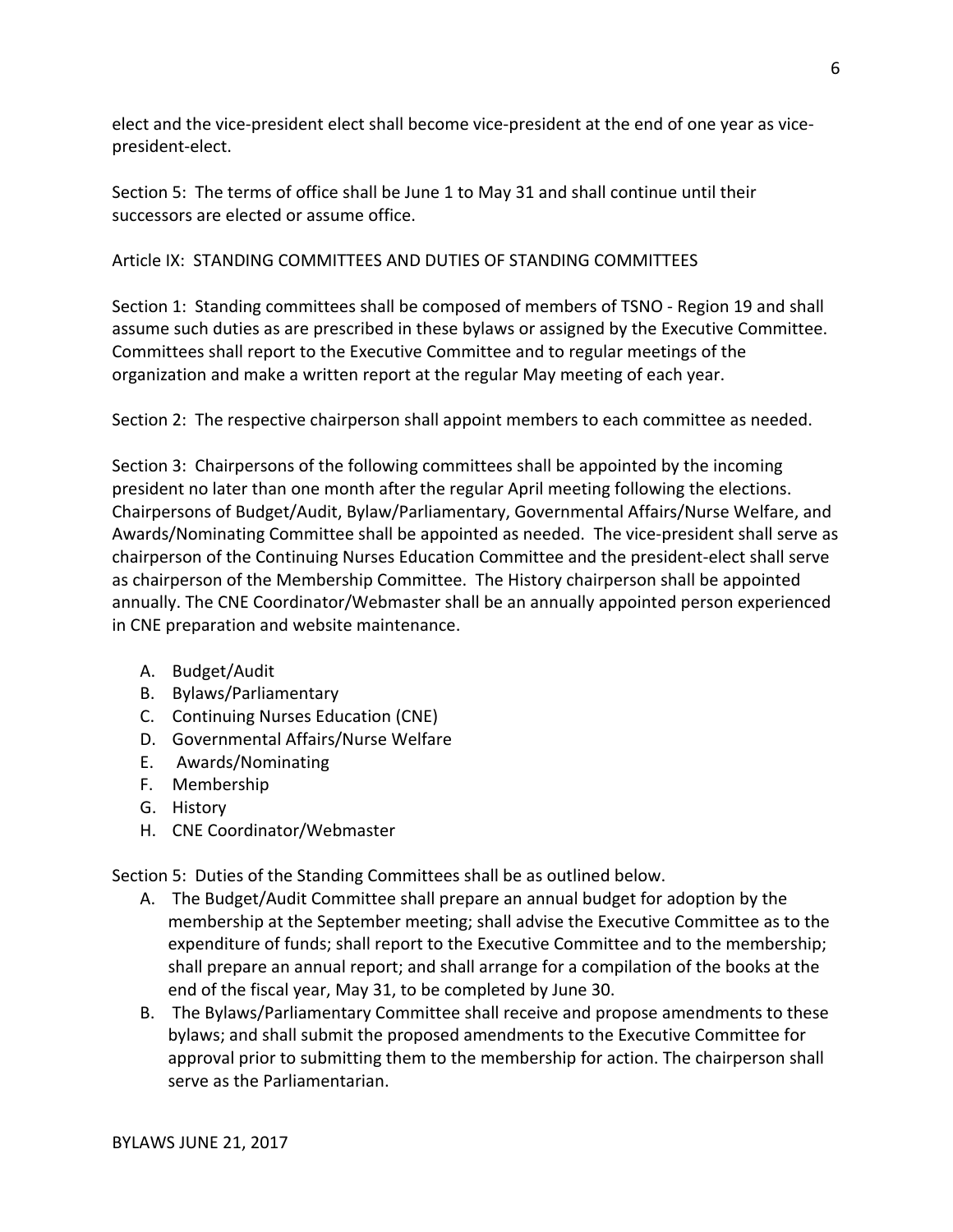elect and the vice-president elect shall become vice-president at the end of one year as vice-president-elect.

Section 5: The terms of office shall be June 1 to May 31 and shall continue until their successors are elected or assume office.

## Article IX: STANDING COMMITTEES AND DUTIES OF STANDING COMMITTEES

Section 1: Standing committees shall be composed of members of TSNO - Region 19 and shall assume such duties as are prescribed in these bylaws or assigned by the Executive Committee. Committees shall report to the Executive Committee and to regular meetings of the organization and make a written report at the regular May meeting of each year.

Section 2: The respective chairperson shall appoint members to each committee as needed.

Section 3: Chairpersons of the following committees shall be appointed by the incoming president no later than one month after the regular April meeting following the elections. Chairpersons of Budget/Audit, Bylaw/Parliamentary, Governmental Affairs/Nurse Welfare, and Awards/Nominating Committee shall be appointed as needed. The vice-president shall serve as chairperson of the Continuing Nurses Education Committee and the president-elect shall serve as chairperson of the Membership Committee. The History chairperson shall be appointed annually. The CNE Coordinator/Webmaster shall be an annually appointed person experienced in CNE preparation and website maintenance.

A. Budget/Audit
B. Bylaws/Parliamentary
C. Continuing Nurses Education (CNE)
D. Governmental Affairs/Nurse Welfare
E. Awards/Nominating
F. Membership
G. History
H. CNE Coordinator/Webmaster

Section 5: Duties of the Standing Committees shall be as outlined below.

A. The Budget/Audit Committee shall prepare an annual budget for adoption by the membership at the September meeting; shall advise the Executive Committee as to the expenditure of funds; shall report to the Executive Committee and to the membership; shall prepare an annual report; and shall arrange for a compilation of the books at the end of the fiscal year, May 31, to be completed by June 30.
B. The Bylaws/Parliamentary Committee shall receive and propose amendments to these bylaws; and shall submit the proposed amendments to the Executive Committee for approval prior to submitting them to the membership for action. The chairperson shall serve as the Parliamentarian.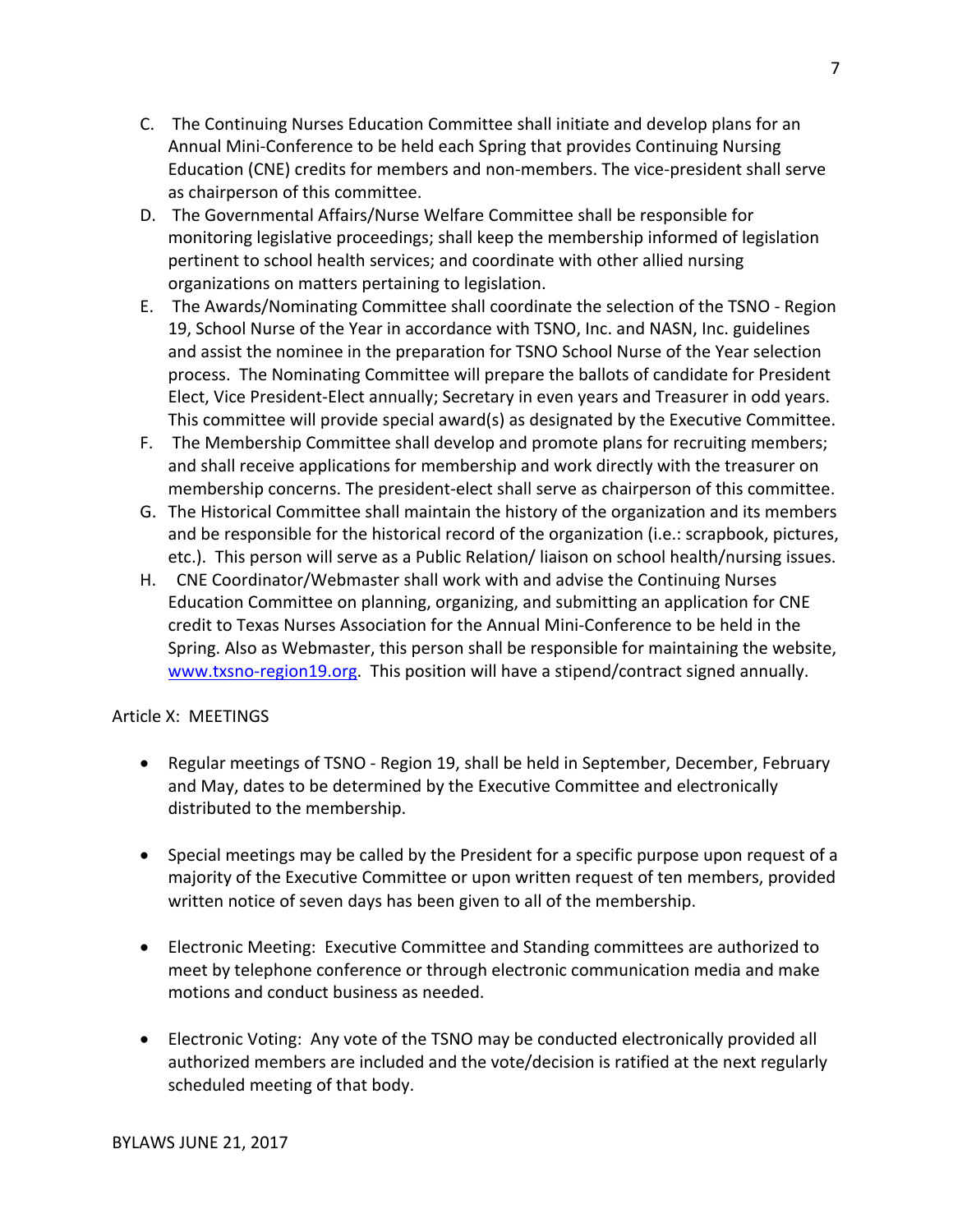C. The Continuing Nurses Education Committee shall initiate and develop plans for an Annual Mini-Conference to be held each Spring that provides Continuing Nursing Education (CNE) credits for members and non-members. The vice-president shall serve as chairperson of this committee.

D. The Governmental Affairs/Nurse Welfare Committee shall be responsible for monitoring legislative proceedings; shall keep the membership informed of legislation pertinent to school health services; and coordinate with other allied nursing organizations on matters pertaining to legislation.

E. The Awards/Nominating Committee shall coordinate the selection of the TSNO - Region 19, School Nurse of the Year in accordance with TSNO, Inc. and NASN, Inc. guidelines and assist the nominee in the preparation for TSNO School Nurse of the Year selection process. The Nominating Committee will prepare the ballots of candidate for President Elect, Vice President-Elect annually; Secretary in even years and Treasurer in odd years. This committee will provide special award(s) as designated by the Executive Committee.

F. The Membership Committee shall develop and promote plans for recruiting members; and shall receive applications for membership and work directly with the treasurer on membership concerns. The president-elect shall serve as chairperson of this committee.

G. The Historical Committee shall maintain the history of the organization and its members and be responsible for the historical record of the organization (i.e.: scrapbook, pictures, etc.). This person will serve as a Public Relation/ liaison on school health/nursing issues.

H. CNE Coordinator/Webmaster shall work with and advise the Continuing Nurses Education Committee on planning, organizing, and submitting an application for CNE credit to Texas Nurses Association for the Annual Mini-Conference to be held in the Spring. Also as Webmaster, this person shall be responsible for maintaining the website, www.txsno-region19.org. This position will have a stipend/contract signed annually.

Article X: MEETINGS

- Regular meetings of TSNO - Region 19, shall be held in September, December, February and May, dates to be determined by the Executive Committee and electronically distributed to the membership.

- Special meetings may be called by the President for a specific purpose upon request of a majority of the Executive Committee or upon written request of ten members, provided written notice of seven days has been given to all of the membership.

- Electronic Meeting: Executive Committee and Standing committees are authorized to meet by telephone conference or through electronic communication media and make motions and conduct business as needed.

- Electronic Voting: Any vote of the TSNO may be conducted electronically provided all authorized members are included and the vote/decision is ratified at the next regularly scheduled meeting of that body.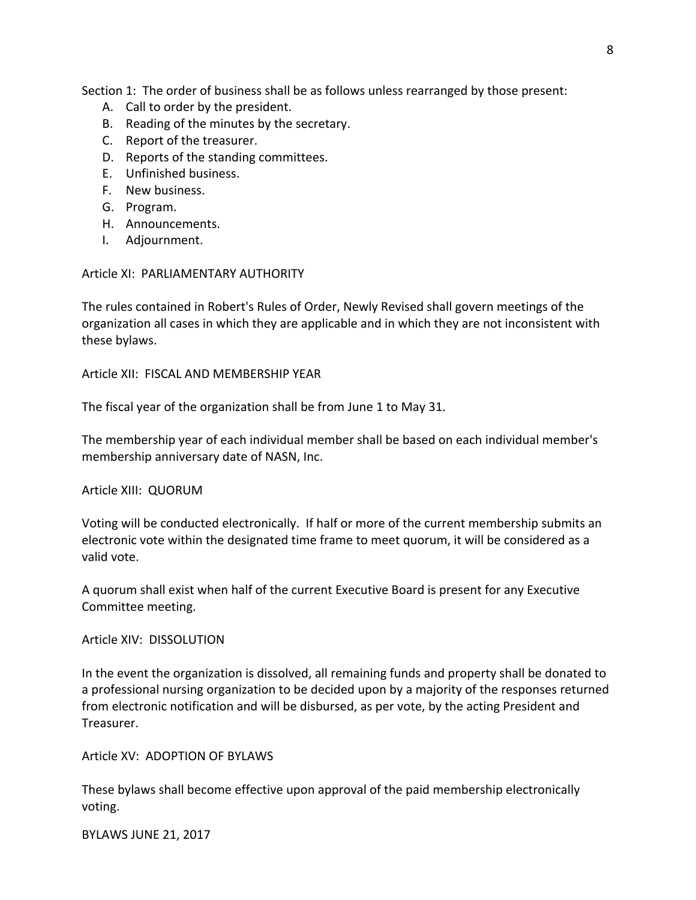Section 1: The order of business shall be as follows unless rearranged by those present:

A. Call to order by the president.
B. Reading of the minutes by the secretary.
C. Report of the treasurer.
D. Reports of the standing committees.
E. Unfinished business.
F. New business.
G. Program.
H. Announcements.
I. Adjournment.

## Article XI: PARLIAMENTARY AUTHORITY

The rules contained in Robert's Rules of Order, Newly Revised shall govern meetings of the organization all cases in which they are applicable and in which they are not inconsistent with these bylaws.

## Article XII: FISCAL AND MEMBERSHIP YEAR

The fiscal year of the organization shall be from June 1 to May 31.

The membership year of each individual member shall be based on each individual member's membership anniversary date of NASN, Inc.

## Article XIII: QUORUM

Voting will be conducted electronically. If half or more of the current membership submits an electronic vote within the designated time frame to meet quorum, it will be considered as a valid vote.

A quorum shall exist when half of the current Executive Board is present for any Executive Committee meeting.

## Article XIV: DISSOLUTION

In the event the organization is dissolved, all remaining funds and property shall be donated to a professional nursing organization to be decided upon by a majority of the responses returned from electronic notification and will be disbursed, as per vote, by the acting President and Treasurer.

## Article XV: ADOPTION OF BYLAWS

These bylaws shall become effective upon approval of the paid membership electronically voting.

BYLAWS JUNE 21, 2017